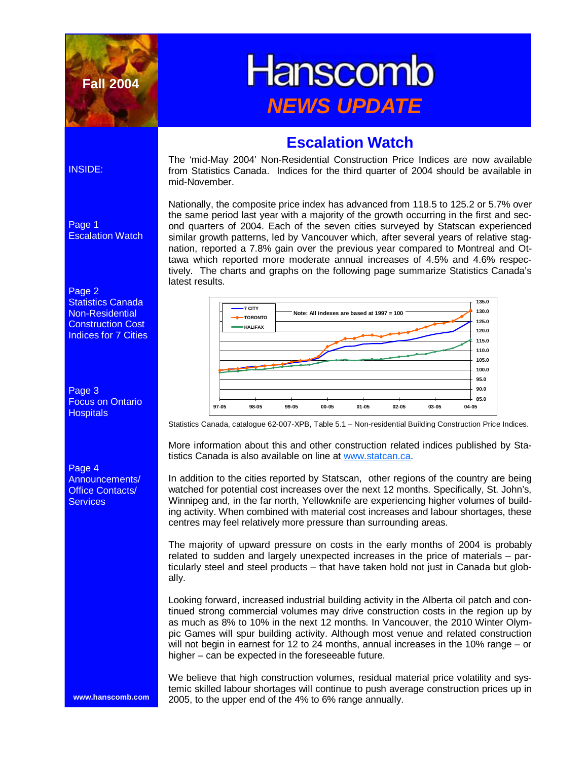Fall 2004

# Hanscomb

## *NEWS UPDATE*

INSIDE:

Page 1
Escalation Watch

Page 2
Statistics Canada Non-Residential Construction Cost Indices for 7 Cities

Page 3
Focus on Ontario Hospitals

Page 4
Announcements/ Office Contacts/ Services

www.hanscomb.com

## Escalation Watch

The 'mid-May 2004' Non-Residential Construction Price Indices are now available from Statistics Canada. Indices for the third quarter of 2004 should be available in mid-November.

Nationally, the composite price index has advanced from 118.5 to 125.2 or 5.7% over the same period last year with a majority of the growth occurring in the first and second quarters of 2004. Each of the seven cities surveyed by Statscan experienced similar growth patterns, led by Vancouver which, after several years of relative stagnation, reported a 7.8% gain over the previous year compared to Montreal and Ottawa which reported more moderate annual increases of 4.5% and 4.6% respectively. The charts and graphs on the following page summarize Statistics Canada's latest results.

Statistics Canada, catalogue 62-007-XPB, Table 5.1 – Non-residential Building Construction Price Indices.

More information about this and other construction related indices published by Statistics Canada is also available on line at www.statcan.ca.

In addition to the cities reported by Statscan, other regions of the country are being watched for potential cost increases over the next 12 months. Specifically, St. John's, Winnipeg and, in the far north, Yellowknife are experiencing higher volumes of building activity. When combined with material cost increases and labour shortages, these centres may feel relatively more pressure than surrounding areas.

The majority of upward pressure on costs in the early months of 2004 is probably related to sudden and largely unexpected increases in the price of materials – particularly steel and steel products – that have taken hold not just in Canada but globally.

Looking forward, increased industrial building activity in the Alberta oil patch and continued strong commercial volumes may drive construction costs in the region up by as much as 8% to 10% in the next 12 months. In Vancouver, the 2010 Winter Olympic Games will spur building activity. Although most venue and related construction will not begin in earnest for 12 to 24 months, annual increases in the 10% range – or higher – can be expected in the foreseeable future.

We believe that high construction volumes, residual material price volatility and systemic skilled labour shortages will continue to push average construction prices up in 2005, to the upper end of the 4% to 6% range annually.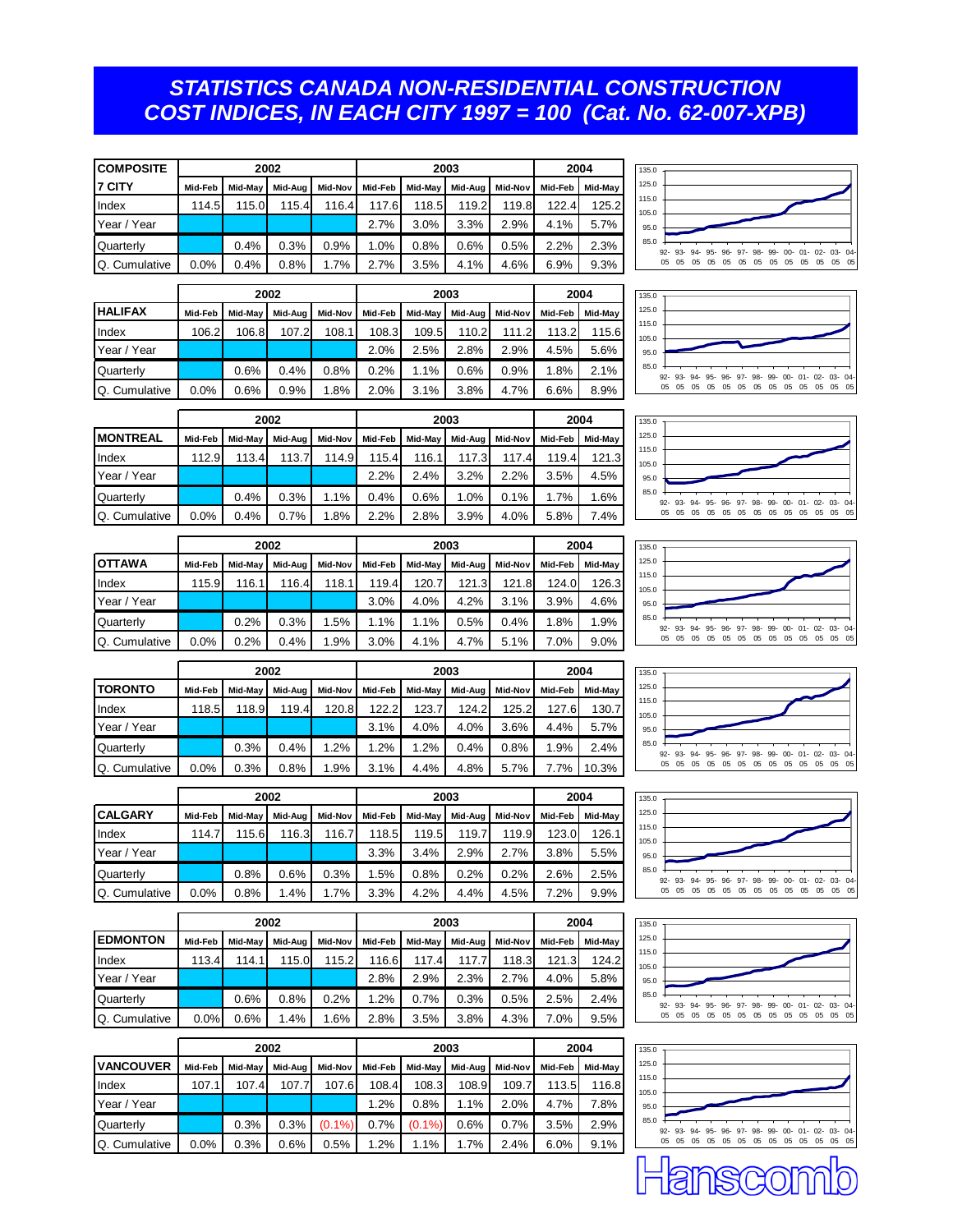# STATISTICS CANADA NON-RESIDENTIAL CONSTRUCTION COST INDICES, IN EACH CITY 1997 = 100 (Cat. No. 62-007-XPB)

| COMPOSITE | 2002 | | | | 2003 | | | | 2004 | |
|---|---|---|---|---|---|---|---|---|---|---|
| 7 CITY | Mid-Feb | Mid-May | Mid-Aug | Mid-Nov | Mid-Feb | Mid-May | Mid-Aug | Mid-Nov | Mid-Feb | Mid-May |
| Index | 114.5 | 115.0 | 115.4 | 116.4 | 117.6 | 118.5 | 119.2 | 119.8 | 122.4 | 125.2 |
| Year / Year | | | | | 2.7% | 3.0% | 3.3% | 2.9% | 4.1% | 5.7% |
| Quarterly | | 0.4% | 0.3% | 0.9% | 1.0% | 0.8% | 0.6% | 0.5% | 2.2% | 2.3% |
| Q. Cumulative | 0.0% | 0.4% | 0.8% | 1.7% | 2.7% | 3.5% | 4.1% | 4.6% | 6.9% | 9.3% |

| | 2002 | | | | 2003 | | | | 2004 | |
|---|---|---|---|---|---|---|---|---|---|---|
| HALIFAX | Mid-Feb | Mid-May | Mid-Aug | Mid-Nov | Mid-Feb | Mid-May | Mid-Aug | Mid-Nov | Mid-Feb | Mid-May |
| Index | 106.2 | 106.8 | 107.2 | 108.1 | 108.3 | 109.5 | 110.2 | 111.2 | 113.2 | 115.6 |
| Year / Year | | | | | 2.0% | 2.5% | 2.8% | 2.9% | 4.5% | 5.6% |
| Quarterly | | 0.6% | 0.4% | 0.8% | 0.2% | 1.1% | 0.6% | 0.9% | 1.8% | 2.1% |
| Q. Cumulative | 0.0% | 0.6% | 0.9% | 1.8% | 2.0% | 3.1% | 3.8% | 4.7% | 6.6% | 8.9% |

| | 2002 | | | | 2003 | | | | 2004 | |
|---|---|---|---|---|---|---|---|---|---|---|
| MONTREAL | Mid-Feb | Mid-May | Mid-Aug | Mid-Nov | Mid-Feb | Mid-May | Mid-Aug | Mid-Nov | Mid-Feb | Mid-May |
| Index | 112.9 | 113.4 | 113.7 | 114.9 | 115.4 | 116.1 | 117.3 | 117.4 | 119.4 | 121.3 |
| Year / Year | | | | | 2.2% | 2.4% | 3.2% | 2.2% | 3.5% | 4.5% |
| Quarterly | | 0.4% | 0.3% | 1.1% | 0.4% | 0.6% | 1.0% | 0.1% | 1.7% | 1.6% |
| Q. Cumulative | 0.0% | 0.4% | 0.7% | 1.8% | 2.2% | 2.8% | 3.9% | 4.0% | 5.8% | 7.4% |

| | 2002 | | | | 2003 | | | | 2004 | |
|---|---|---|---|---|---|---|---|---|---|---|
| OTTAWA | Mid-Feb | Mid-May | Mid-Aug | Mid-Nov | Mid-Feb | Mid-May | Mid-Aug | Mid-Nov | Mid-Feb | Mid-May |
| Index | 115.9 | 116.1 | 116.4 | 118.1 | 119.4 | 120.7 | 121.3 | 121.8 | 124.0 | 126.3 |
| Year / Year | | | | | 3.0% | 4.0% | 4.2% | 3.1% | 3.9% | 4.6% |
| Quarterly | | 0.2% | 0.3% | 1.5% | 1.1% | 1.1% | 0.5% | 0.4% | 1.8% | 1.9% |
| Q. Cumulative | 0.0% | 0.2% | 0.4% | 1.9% | 3.0% | 4.1% | 4.7% | 5.1% | 7.0% | 9.0% |

| | 2002 | | | | 2003 | | | | 2004 | |
|---|---|---|---|---|---|---|---|---|---|---|
| TORONTO | Mid-Feb | Mid-May | Mid-Aug | Mid-Nov | Mid-Feb | Mid-May | Mid-Aug | Mid-Nov | Mid-Feb | Mid-May |
| Index | 118.5 | 118.9 | 119.4 | 120.8 | 122.2 | 123.7 | 124.2 | 125.2 | 127.6 | 130.7 |
| Year / Year | | | | | 3.1% | 4.0% | 4.0% | 3.6% | 4.4% | 5.7% |
| Quarterly | | 0.3% | 0.4% | 1.2% | 1.2% | 1.2% | 0.4% | 0.8% | 1.9% | 2.4% |
| Q. Cumulative | 0.0% | 0.3% | 0.8% | 1.9% | 3.1% | 4.4% | 4.8% | 5.7% | 7.7% | 10.3% |

| | 2002 | | | | 2003 | | | | 2004 | |
|---|---|---|---|---|---|---|---|---|---|---|
| CALGARY | Mid-Feb | Mid-May | Mid-Aug | Mid-Nov | Mid-Feb | Mid-May | Mid-Aug | Mid-Nov | Mid-Feb | Mid-May |
| Index | 114.7 | 115.6 | 116.3 | 116.7 | 118.5 | 119.5 | 119.7 | 119.9 | 123.0 | 126.1 |
| Year / Year | | | | | 3.3% | 3.4% | 2.9% | 2.7% | 3.8% | 5.5% |
| Quarterly | | 0.8% | 0.6% | 0.3% | 1.5% | 0.8% | 0.2% | 0.2% | 2.6% | 2.5% |
| Q. Cumulative | 0.0% | 0.8% | 1.4% | 1.7% | 3.3% | 4.2% | 4.4% | 4.5% | 7.2% | 9.9% |

| | 2002 | | | | 2003 | | | | 2004 | |
|---|---|---|---|---|---|---|---|---|---|---|
| EDMONTON | Mid-Feb | Mid-May | Mid-Aug | Mid-Nov | Mid-Feb | Mid-May | Mid-Aug | Mid-Nov | Mid-Feb | Mid-May |
| Index | 113.4 | 114.1 | 115.0 | 115.2 | 116.6 | 117.4 | 117.7 | 118.3 | 121.3 | 124.2 |
| Year / Year | | | | | 2.8% | 2.9% | 2.3% | 2.7% | 4.0% | 5.8% |
| Quarterly | | 0.6% | 0.8% | 0.2% | 1.2% | 0.7% | 0.3% | 0.5% | 2.5% | 2.4% |
| Q. Cumulative | 0.0% | 0.6% | 1.4% | 1.6% | 2.8% | 3.5% | 3.8% | 4.3% | 7.0% | 9.5% |

| | 2002 | | | | 2003 | | | | 2004 | |
|---|---|---|---|---|---|---|---|---|---|---|
| VANCOUVER | Mid-Feb | Mid-May | Mid-Aug | Mid-Nov | Mid-Feb | Mid-May | Mid-Aug | Mid-Nov | Mid-Feb | Mid-May |
| Index | 107.1 | 107.4 | 107.7 | 107.6 | 108.4 | 108.3 | 108.9 | 109.7 | 113.5 | 116.8 |
| Year / Year | | | | | 1.2% | 0.8% | 1.1% | 2.0% | 4.7% | 7.8% |
| Quarterly | | 0.3% | 0.3% | (0.1%) | 0.7% | (0.1%) | 0.6% | 0.7% | 3.5% | 2.9% |
| Q. Cumulative | 0.0% | 0.3% | 0.6% | 0.5% | 1.2% | 1.1% | 1.7% | 2.4% | 6.0% | 9.1% |

Hanscomb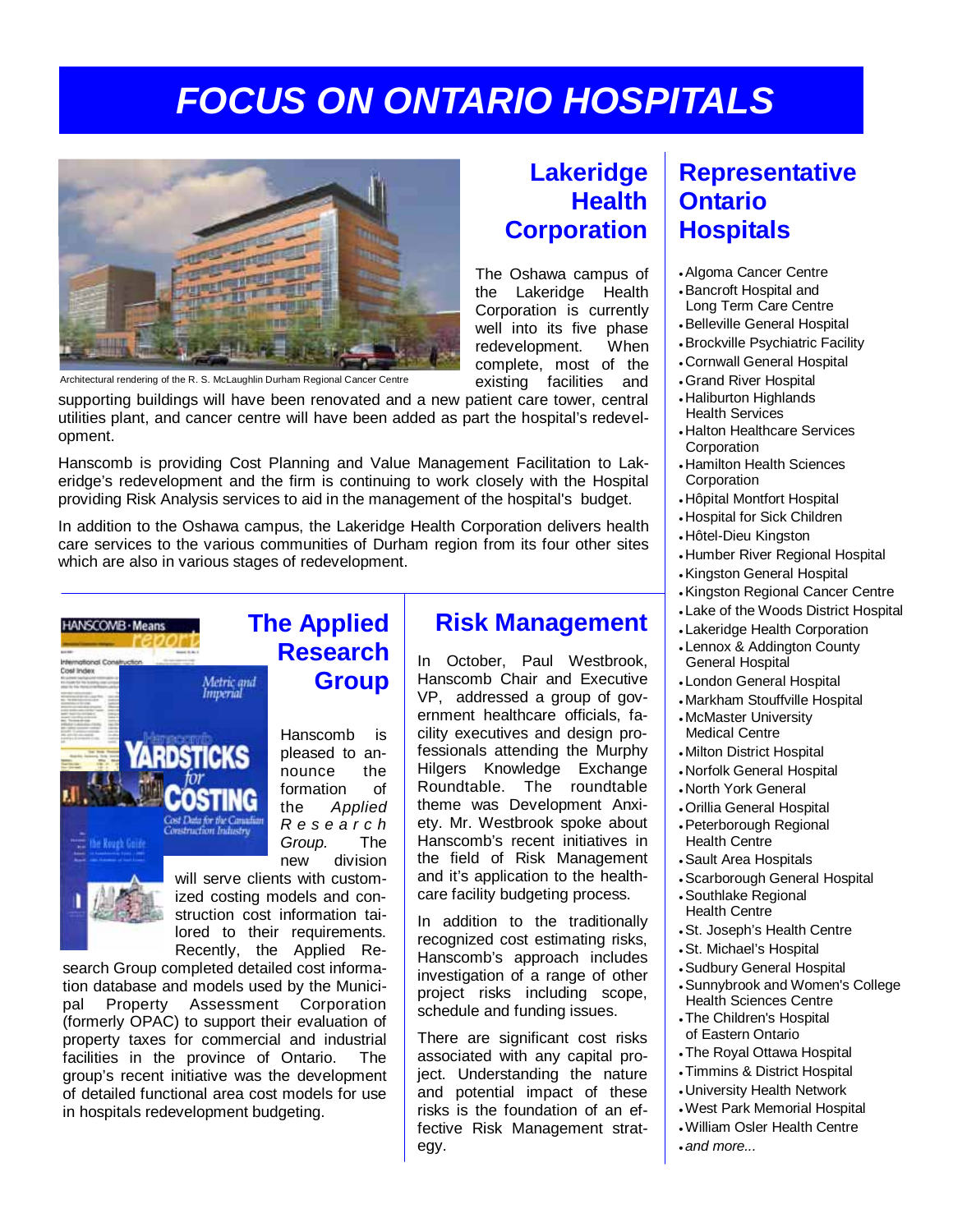# FOCUS ON ONTARIO HOSPITALS

## Lakeridge Health Corporation

Architectural rendering of the R. S. McLaughlin Durham Regional Cancer Centre

The Oshawa campus of the Lakeridge Health Corporation is currently well into its five phase redevelopment. When complete, most of the existing facilities and supporting buildings will have been renovated and a new patient care tower, central utilities plant, and cancer centre will have been added as part the hospital's redevelopment.

Hanscomb is providing Cost Planning and Value Management Facilitation to Lakeridge's redevelopment and the firm is continuing to work closely with the Hospital providing Risk Analysis services to aid in the management of the hospital's budget.

In addition to the Oshawa campus, the Lakeridge Health Corporation delivers health care services to the various communities of Durham region from its four other sites which are also in various stages of redevelopment.

## The Applied Research Group

Hanscomb is pleased to announce the formation of the *Applied Research Group.* The new division will serve clients with customized costing models and construction cost information tailored to their requirements. Recently, the Applied Research Group completed detailed cost information database and models used by the Municipal Property Assessment Corporation (formerly OPAC) to support their evaluation of property taxes for commercial and industrial facilities in the province of Ontario. The group's recent initiative was the development of detailed functional area cost models for use in hospitals redevelopment budgeting.

## Risk Management

In October, Paul Westbrook, Hanscomb Chair and Executive VP, addressed a group of government healthcare officials, facility executives and design professionals attending the Murphy Hilgers Knowledge Exchange Roundtable. The roundtable theme was Development Anxiety. Mr. Westbrook spoke about Hanscomb's recent initiatives in the field of Risk Management and it's application to the healthcare facility budgeting process.

In addition to the traditionally recognized cost estimating risks, Hanscomb's approach includes investigation of a range of other project risks including scope, schedule and funding issues.

There are significant cost risks associated with any capital project. Understanding the nature and potential impact of these risks is the foundation of an effective Risk Management strategy.

## Representative Ontario Hospitals

- Algoma Cancer Centre
- Bancroft Hospital and Long Term Care Centre
- Belleville General Hospital
- Brockville Psychiatric Facility
- Cornwall General Hospital
- Grand River Hospital
- Haliburton Highlands Health Services
- Halton Healthcare Services Corporation
- Hamilton Health Sciences Corporation
- Hôpital Montfort Hospital
- Hospital for Sick Children
- Hôtel-Dieu Kingston
- Humber River Regional Hospital
- Kingston General Hospital
- Kingston Regional Cancer Centre
- Lake of the Woods District Hospital
- Lakeridge Health Corporation
- Lennox & Addington County General Hospital
- London General Hospital
- Markham Stouffville Hospital
- McMaster University Medical Centre
- Milton District Hospital
- Norfolk General Hospital
- North York General
- Orillia General Hospital
- Peterborough Regional Health Centre
- Sault Area Hospitals
- Scarborough General Hospital
- Southlake Regional Health Centre
- St. Joseph's Health Centre
- St. Michael's Hospital
- Sudbury General Hospital
- Sunnybrook and Women's College Health Sciences Centre
- The Children's Hospital of Eastern Ontario
- The Royal Ottawa Hospital
- Timmins & District Hospital
- University Health Network
- West Park Memorial Hospital
- William Osler Health Centre
- *and more...*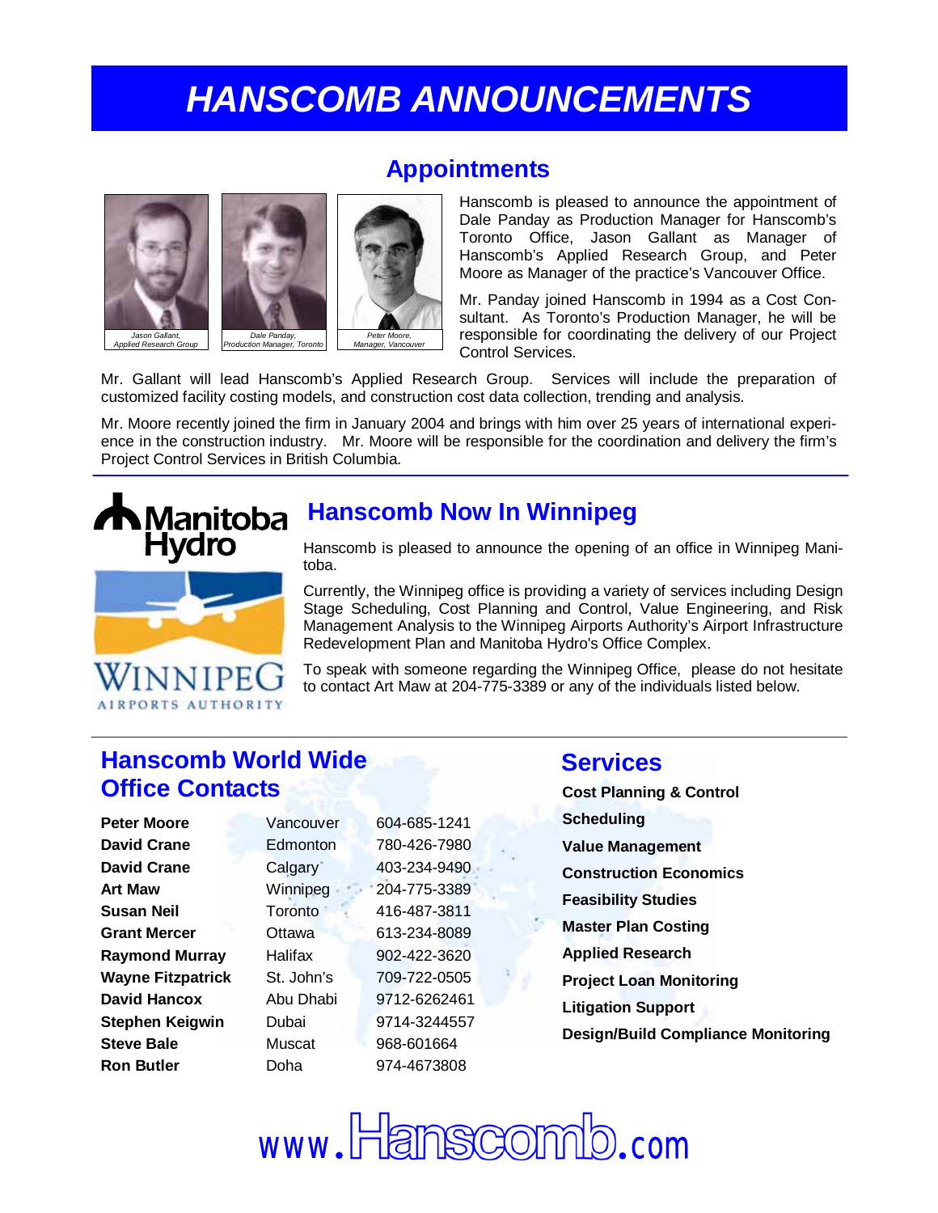# HANSCOMB ANNOUNCEMENTS

## Appointments

Jason Gallant, Applied Research Group

Dale Panday, Production Manager, Toronto

Peter Moore, Manager, Vancouver

Hanscomb is pleased to announce the appointment of Dale Panday as Production Manager for Hanscomb's Toronto Office, Jason Gallant as Manager of Hanscomb's Applied Research Group, and Peter Moore as Manager of the practice's Vancouver Office.

Mr. Panday joined Hanscomb in 1994 as a Cost Consultant. As Toronto's Production Manager, he will be responsible for coordinating the delivery of our Project Control Services.

Mr. Gallant will lead Hanscomb's Applied Research Group. Services will include the preparation of customized facility costing models, and construction cost data collection, trending and analysis.

Mr. Moore recently joined the firm in January 2004 and brings with him over 25 years of international experience in the construction industry. Mr. Moore will be responsible for the coordination and delivery the firm's Project Control Services in British Columbia.

## Hanscomb Now In Winnipeg

Manitoba Hydro

WINNIPEG AIRPORTS AUTHORITY

Hanscomb is pleased to announce the opening of an office in Winnipeg Manitoba.

Currently, the Winnipeg office is providing a variety of services including Design Stage Scheduling, Cost Planning and Control, Value Engineering, and Risk Management Analysis to the Winnipeg Airports Authority's Airport Infrastructure Redevelopment Plan and Manitoba Hydro's Office Complex.

To speak with someone regarding the Winnipeg Office, please do not hesitate to contact Art Maw at 204-775-3389 or any of the individuals listed below.

## Hanscomb World Wide Office Contacts

| | | |
|---|---|---|
| **Peter Moore** | Vancouver | 604-685-1241 |
| **David Crane** | Edmonton | 780-426-7980 |
| **David Crane** | Calgary | 403-234-9490 |
| **Art Maw** | Winnipeg | 204-775-3389 |
| **Susan Neil** | Toronto | 416-487-3811 |
| **Grant Mercer** | Ottawa | 613-234-8089 |
| **Raymond Murray** | Halifax | 902-422-3620 |
| **Wayne Fitzpatrick** | St. John's | 709-722-0505 |
| **David Hancox** | Abu Dhabi | 9712-6262461 |
| **Stephen Keigwin** | Dubai | 9714-3244557 |
| **Steve Bale** | Muscat | 968-601664 |
| **Ron Butler** | Doha | 974-4673808 |

## Services

- **Cost Planning & Control**
- **Scheduling**
- **Value Management**
- **Construction Economics**
- **Feasibility Studies**
- **Master Plan Costing**
- **Applied Research**
- **Project Loan Monitoring**
- **Litigation Support**
- **Design/Build Compliance Monitoring**

www.Hanscomb.com